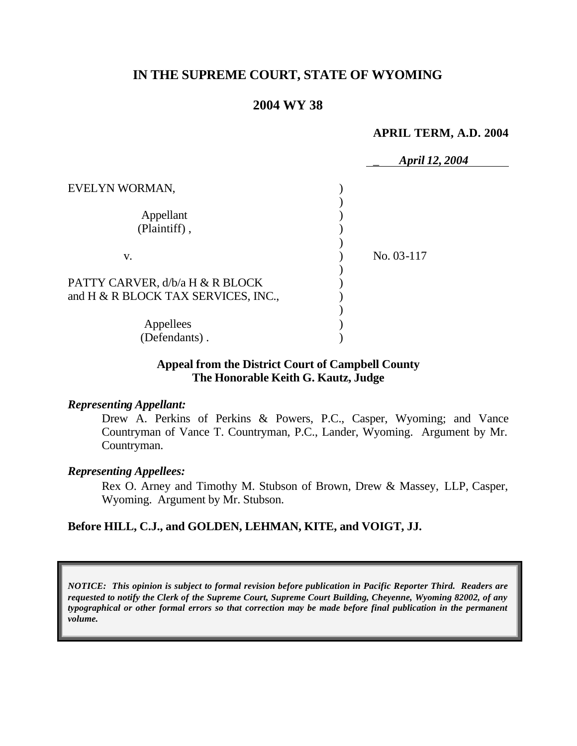# IN THE SUPREME COURT, STATE OF WYOMING

## 2004 WY 38

**APRIL TERM, A.D. 2004**

*April 12, 2004*

EVELYN WORMAN,

Appellant (Plaintiff),

v.

No. 03-117

PATTY CARVER, d/b/a H & R BLOCK and H & R BLOCK TAX SERVICES, INC.,

Appellees (Defendants).

**Appeal from the District Court of Campbell County**
**The Honorable Keith G. Kautz, Judge**

***Representing Appellant:***

Drew A. Perkins of Perkins & Powers, P.C., Casper, Wyoming; and Vance Countryman of Vance T. Countryman, P.C., Lander, Wyoming. Argument by Mr. Countryman.

***Representing Appellees:***

Rex O. Arney and Timothy M. Stubson of Brown, Drew & Massey, LLP, Casper, Wyoming. Argument by Mr. Stubson.

**Before HILL, C.J., and GOLDEN, LEHMAN, KITE, and VOIGT, JJ.**

***NOTICE: This opinion is subject to formal revision before publication in Pacific Reporter Third. Readers are requested to notify the Clerk of the Supreme Court, Supreme Court Building, Cheyenne, Wyoming 82002, of any typographical or other formal errors so that correction may be made before final publication in the permanent volume.***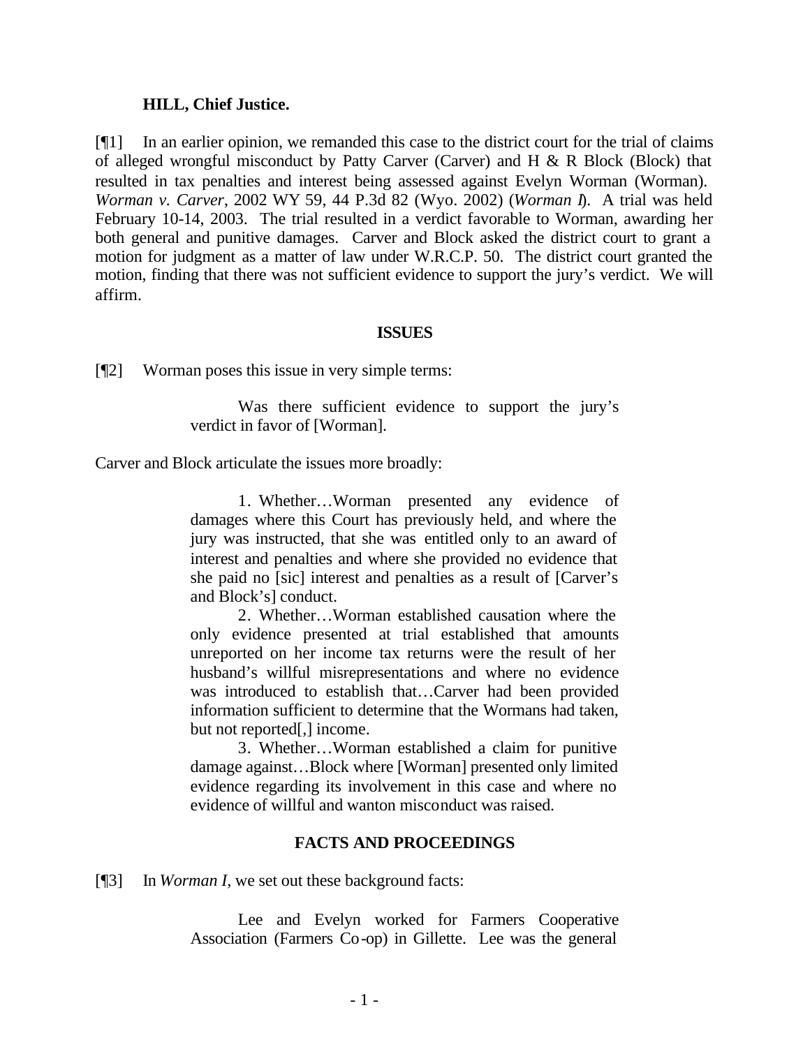**HILL, Chief Justice.**

[¶1] In an earlier opinion, we remanded this case to the district court for the trial of claims of alleged wrongful misconduct by Patty Carver (Carver) and H & R Block (Block) that resulted in tax penalties and interest being assessed against Evelyn Worman (Worman). *Worman v. Carver*, 2002 WY 59, 44 P.3d 82 (Wyo. 2002) (*Worman I*). A trial was held February 10-14, 2003. The trial resulted in a verdict favorable to Worman, awarding her both general and punitive damages. Carver and Block asked the district court to grant a motion for judgment as a matter of law under W.R.C.P. 50. The district court granted the motion, finding that there was not sufficient evidence to support the jury's verdict. We will affirm.

## ISSUES

[¶2] Worman poses this issue in very simple terms:

> Was there sufficient evidence to support the jury's verdict in favor of [Worman].

Carver and Block articulate the issues more broadly:

> 1. Whether…Worman presented any evidence of damages where this Court has previously held, and where the jury was instructed, that she was entitled only to an award of interest and penalties and where she provided no evidence that she paid no [sic] interest and penalties as a result of [Carver's and Block's] conduct.
>
> 2. Whether…Worman established causation where the only evidence presented at trial established that amounts unreported on her income tax returns were the result of her husband's willful misrepresentations and where no evidence was introduced to establish that…Carver had been provided information sufficient to determine that the Wormans had taken, but not reported[,] income.
>
> 3. Whether…Worman established a claim for punitive damage against…Block where [Worman] presented only limited evidence regarding its involvement in this case and where no evidence of willful and wanton misconduct was raised.

## FACTS AND PROCEEDINGS

[¶3] In *Worman I*, we set out these background facts:

> Lee and Evelyn worked for Farmers Cooperative Association (Farmers Co-op) in Gillette. Lee was the general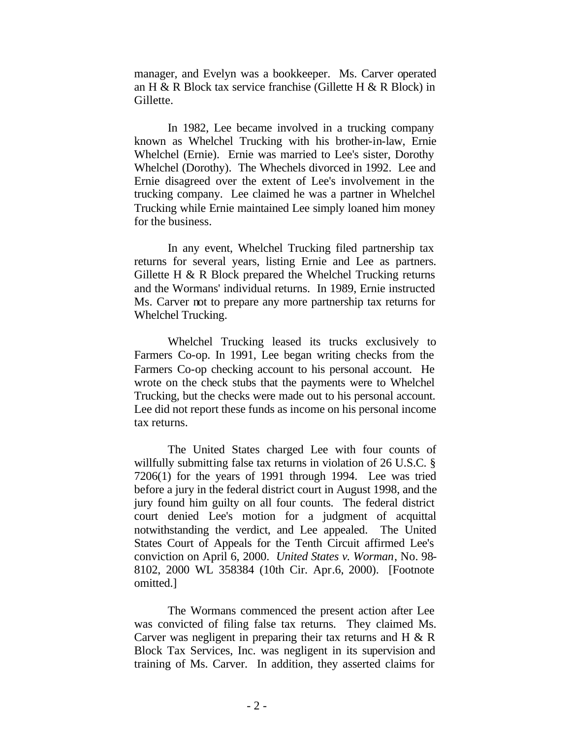manager, and Evelyn was a bookkeeper. Ms. Carver operated an H & R Block tax service franchise (Gillette H & R Block) in Gillette.

In 1982, Lee became involved in a trucking company known as Whelchel Trucking with his brother-in-law, Ernie Whelchel (Ernie). Ernie was married to Lee's sister, Dorothy Whelchel (Dorothy). The Whechels divorced in 1992. Lee and Ernie disagreed over the extent of Lee's involvement in the trucking company. Lee claimed he was a partner in Whelchel Trucking while Ernie maintained Lee simply loaned him money for the business.

In any event, Whelchel Trucking filed partnership tax returns for several years, listing Ernie and Lee as partners. Gillette H & R Block prepared the Whelchel Trucking returns and the Wormans' individual returns. In 1989, Ernie instructed Ms. Carver not to prepare any more partnership tax returns for Whelchel Trucking.

Whelchel Trucking leased its trucks exclusively to Farmers Co-op. In 1991, Lee began writing checks from the Farmers Co-op checking account to his personal account. He wrote on the check stubs that the payments were to Whelchel Trucking, but the checks were made out to his personal account. Lee did not report these funds as income on his personal income tax returns.

The United States charged Lee with four counts of willfully submitting false tax returns in violation of 26 U.S.C. § 7206(1) for the years of 1991 through 1994. Lee was tried before a jury in the federal district court in August 1998, and the jury found him guilty on all four counts. The federal district court denied Lee's motion for a judgment of acquittal notwithstanding the verdict, and Lee appealed. The United States Court of Appeals for the Tenth Circuit affirmed Lee's conviction on April 6, 2000. *United States v. Worman*, No. 98-8102, 2000 WL 358384 (10th Cir. Apr.6, 2000). [Footnote omitted.]

The Wormans commenced the present action after Lee was convicted of filing false tax returns. They claimed Ms. Carver was negligent in preparing their tax returns and H & R Block Tax Services, Inc. was negligent in its supervision and training of Ms. Carver. In addition, they asserted claims for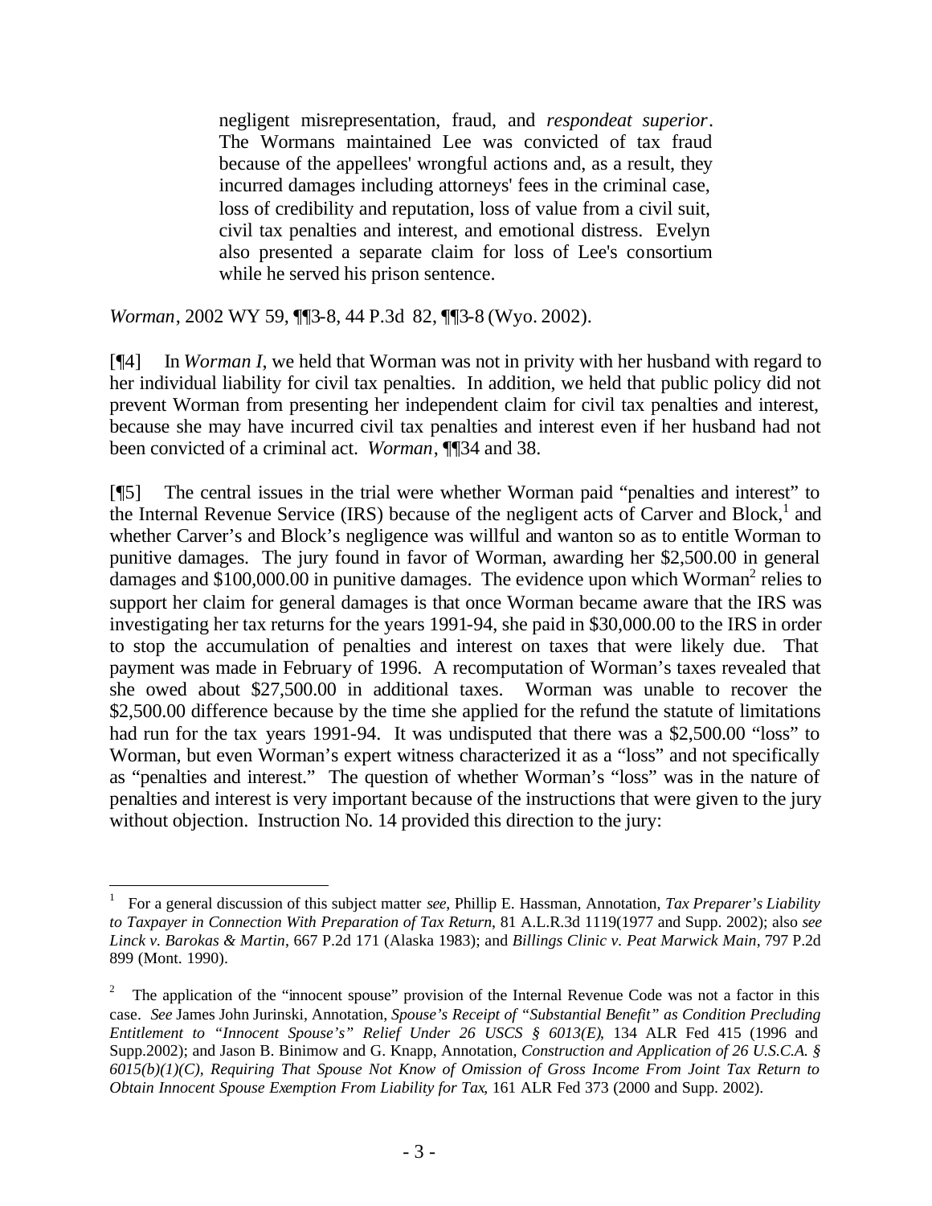> negligent misrepresentation, fraud, and *respondeat superior*. The Wormans maintained Lee was convicted of tax fraud because of the appellees' wrongful actions and, as a result, they incurred damages including attorneys' fees in the criminal case, loss of credibility and reputation, loss of value from a civil suit, civil tax penalties and interest, and emotional distress. Evelyn also presented a separate claim for loss of Lee's consortium while he served his prison sentence.

*Worman*, 2002 WY 59, ¶¶3-8, 44 P.3d 82, ¶¶3-8 (Wyo. 2002).

[¶4] In *Worman I*, we held that Worman was not in privity with her husband with regard to her individual liability for civil tax penalties. In addition, we held that public policy did not prevent Worman from presenting her independent claim for civil tax penalties and interest, because she may have incurred civil tax penalties and interest even if her husband had not been convicted of a criminal act. *Worman*, ¶¶34 and 38.

[¶5] The central issues in the trial were whether Worman paid "penalties and interest" to the Internal Revenue Service (IRS) because of the negligent acts of Carver and Block,[1] and whether Carver's and Block's negligence was willful and wanton so as to entitle Worman to punitive damages. The jury found in favor of Worman, awarding her $2,500.00 in general damages and $100,000.00 in punitive damages. The evidence upon which Worman[2] relies to support her claim for general damages is that once Worman became aware that the IRS was investigating her tax returns for the years 1991-94, she paid in $30,000.00 to the IRS in order to stop the accumulation of penalties and interest on taxes that were likely due. That payment was made in February of 1996. A recomputation of Worman's taxes revealed that she owed about $27,500.00 in additional taxes. Worman was unable to recover the $2,500.00 difference because by the time she applied for the refund the statute of limitations had run for the tax years 1991-94. It was undisputed that there was a $2,500.00 "loss" to Worman, but even Worman's expert witness characterized it as a "loss" and not specifically as "penalties and interest." The question of whether Worman's "loss" was in the nature of penalties and interest is very important because of the instructions that were given to the jury without objection. Instruction No. 14 provided this direction to the jury:

---

[1] For a general discussion of this subject matter *see*, Phillip E. Hassman, Annotation, *Tax Preparer's Liability to Taxpayer in Connection With Preparation of Tax Return*, 81 A.L.R.3d 1119(1977 and Supp. 2002); also *see Linck v. Barokas & Martin*, 667 P.2d 171 (Alaska 1983); and *Billings Clinic v. Peat Marwick Main*, 797 P.2d 899 (Mont. 1990).

[2] The application of the "innocent spouse" provision of the Internal Revenue Code was not a factor in this case. *See* James John Jurinski, Annotation, *Spouse's Receipt of "Substantial Benefit" as Condition Precluding Entitlement to "Innocent Spouse's" Relief Under 26 USCS § 6013(E)*, 134 ALR Fed 415 (1996 and Supp.2002); and Jason B. Binimow and G. Knapp, Annotation, *Construction and Application of 26 U.S.C.A. § 6015(b)(1)(C), Requiring That Spouse Not Know of Omission of Gross Income From Joint Tax Return to Obtain Innocent Spouse Exemption From Liability for Tax*, 161 ALR Fed 373 (2000 and Supp. 2002).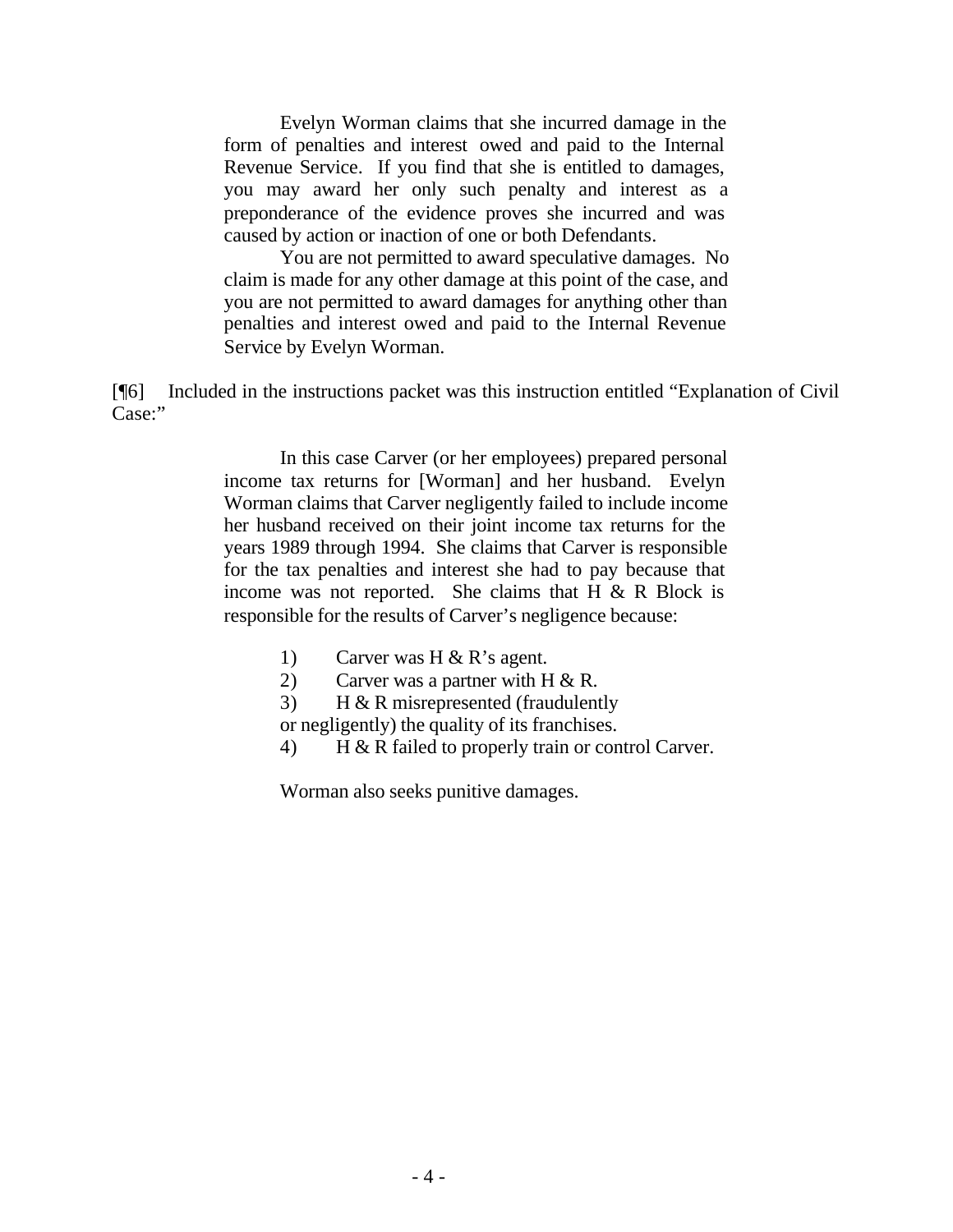> Evelyn Worman claims that she incurred damage in the form of penalties and interest owed and paid to the Internal Revenue Service. If you find that she is entitled to damages, you may award her only such penalty and interest as a preponderance of the evidence proves she incurred and was caused by action or inaction of one or both Defendants.
>
> You are not permitted to award speculative damages. No claim is made for any other damage at this point of the case, and you are not permitted to award damages for anything other than penalties and interest owed and paid to the Internal Revenue Service by Evelyn Worman.

[¶6] Included in the instructions packet was this instruction entitled "Explanation of Civil Case:"

> In this case Carver (or her employees) prepared personal income tax returns for [Worman] and her husband. Evelyn Worman claims that Carver negligently failed to include income her husband received on their joint income tax returns for the years 1989 through 1994. She claims that Carver is responsible for the tax penalties and interest she had to pay because that income was not reported. She claims that H & R Block is responsible for the results of Carver's negligence because:
>
> 1) Carver was H & R's agent.
> 2) Carver was a partner with H & R.
> 3) H & R misrepresented (fraudulently or negligently) the quality of its franchises.
> 4) H & R failed to properly train or control Carver.
>
> Worman also seeks punitive damages.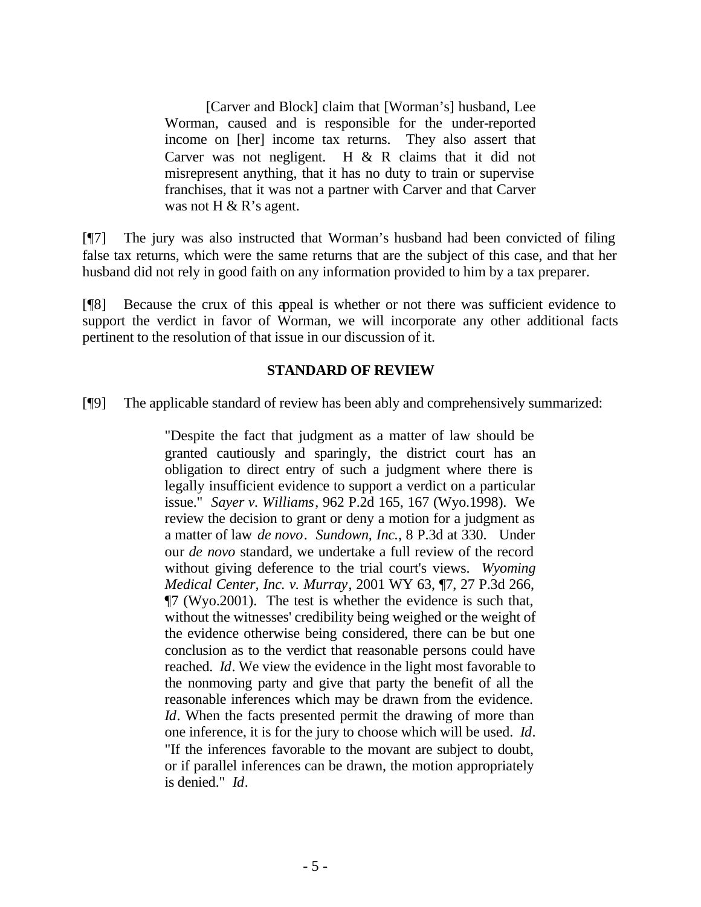> [Carver and Block] claim that [Worman's] husband, Lee Worman, caused and is responsible for the under-reported income on [her] income tax returns. They also assert that Carver was not negligent. H & R claims that it did not misrepresent anything, that it has no duty to train or supervise franchises, that it was not a partner with Carver and that Carver was not H & R's agent.

[¶7] The jury was also instructed that Worman's husband had been convicted of filing false tax returns, which were the same returns that are the subject of this case, and that her husband did not rely in good faith on any information provided to him by a tax preparer.

[¶8] Because the crux of this appeal is whether or not there was sufficient evidence to support the verdict in favor of Worman, we will incorporate any other additional facts pertinent to the resolution of that issue in our discussion of it.

## STANDARD OF REVIEW

[¶9] The applicable standard of review has been ably and comprehensively summarized:

> "Despite the fact that judgment as a matter of law should be granted cautiously and sparingly, the district court has an obligation to direct entry of such a judgment where there is legally insufficient evidence to support a verdict on a particular issue." *Sayer v. Williams*, 962 P.2d 165, 167 (Wyo.1998). We review the decision to grant or deny a motion for a judgment as a matter of law *de novo*. *Sundown, Inc.*, 8 P.3d at 330. Under our *de novo* standard, we undertake a full review of the record without giving deference to the trial court's views. *Wyoming Medical Center, Inc. v. Murray*, 2001 WY 63, ¶7, 27 P.3d 266, ¶7 (Wyo.2001). The test is whether the evidence is such that, without the witnesses' credibility being weighed or the weight of the evidence otherwise being considered, there can be but one conclusion as to the verdict that reasonable persons could have reached. *Id*. We view the evidence in the light most favorable to the nonmoving party and give that party the benefit of all the reasonable inferences which may be drawn from the evidence. *Id*. When the facts presented permit the drawing of more than one inference, it is for the jury to choose which will be used. *Id*. "If the inferences favorable to the movant are subject to doubt, or if parallel inferences can be drawn, the motion appropriately is denied." *Id*.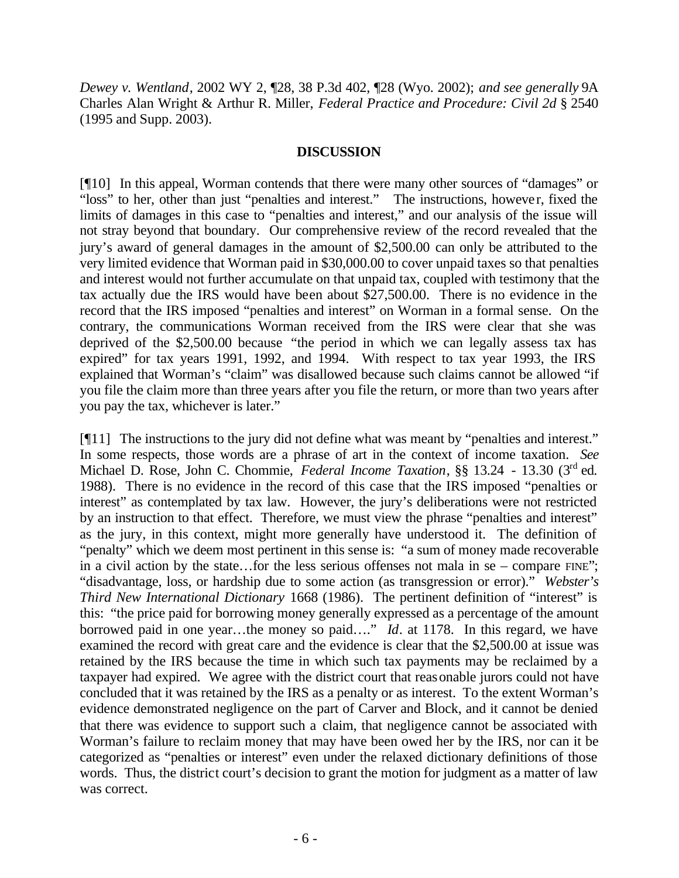*Dewey v. Wentland*, 2002 WY 2, ¶28, 38 P.3d 402, ¶28 (Wyo. 2002); *and see generally* 9A Charles Alan Wright & Arthur R. Miller, *Federal Practice and Procedure: Civil 2d* § 2540 (1995 and Supp. 2003).

## DISCUSSION

[¶10] In this appeal, Worman contends that there were many other sources of "damages" or "loss" to her, other than just "penalties and interest." The instructions, however, fixed the limits of damages in this case to "penalties and interest," and our analysis of the issue will not stray beyond that boundary. Our comprehensive review of the record revealed that the jury's award of general damages in the amount of $2,500.00 can only be attributed to the very limited evidence that Worman paid in $30,000.00 to cover unpaid taxes so that penalties and interest would not further accumulate on that unpaid tax, coupled with testimony that the tax actually due the IRS would have been about $27,500.00. There is no evidence in the record that the IRS imposed "penalties and interest" on Worman in a formal sense. On the contrary, the communications Worman received from the IRS were clear that she was deprived of the $2,500.00 because "the period in which we can legally assess tax has expired" for tax years 1991, 1992, and 1994. With respect to tax year 1993, the IRS explained that Worman's "claim" was disallowed because such claims cannot be allowed "if you file the claim more than three years after you file the return, or more than two years after you pay the tax, whichever is later."

[¶11] The instructions to the jury did not define what was meant by "penalties and interest." In some respects, those words are a phrase of art in the context of income taxation. *See* Michael D. Rose, John C. Chommie, *Federal Income Taxation*, §§ 13.24 - 13.30 (3rd ed. 1988). There is no evidence in the record of this case that the IRS imposed "penalties or interest" as contemplated by tax law. However, the jury's deliberations were not restricted by an instruction to that effect. Therefore, we must view the phrase "penalties and interest" as the jury, in this context, might more generally have understood it. The definition of "penalty" which we deem most pertinent in this sense is: "a sum of money made recoverable in a civil action by the state…for the less serious offenses not mala in se – compare FINE"; "disadvantage, loss, or hardship due to some action (as transgression or error)." *Webster's Third New International Dictionary* 1668 (1986). The pertinent definition of "interest" is this: "the price paid for borrowing money generally expressed as a percentage of the amount borrowed paid in one year…the money so paid…." *Id*. at 1178. In this regard, we have examined the record with great care and the evidence is clear that the $2,500.00 at issue was retained by the IRS because the time in which such tax payments may be reclaimed by a taxpayer had expired. We agree with the district court that reasonable jurors could not have concluded that it was retained by the IRS as a penalty or as interest. To the extent Worman's evidence demonstrated negligence on the part of Carver and Block, and it cannot be denied that there was evidence to support such a claim, that negligence cannot be associated with Worman's failure to reclaim money that may have been owed her by the IRS, nor can it be categorized as "penalties or interest" even under the relaxed dictionary definitions of those words. Thus, the district court's decision to grant the motion for judgment as a matter of law was correct.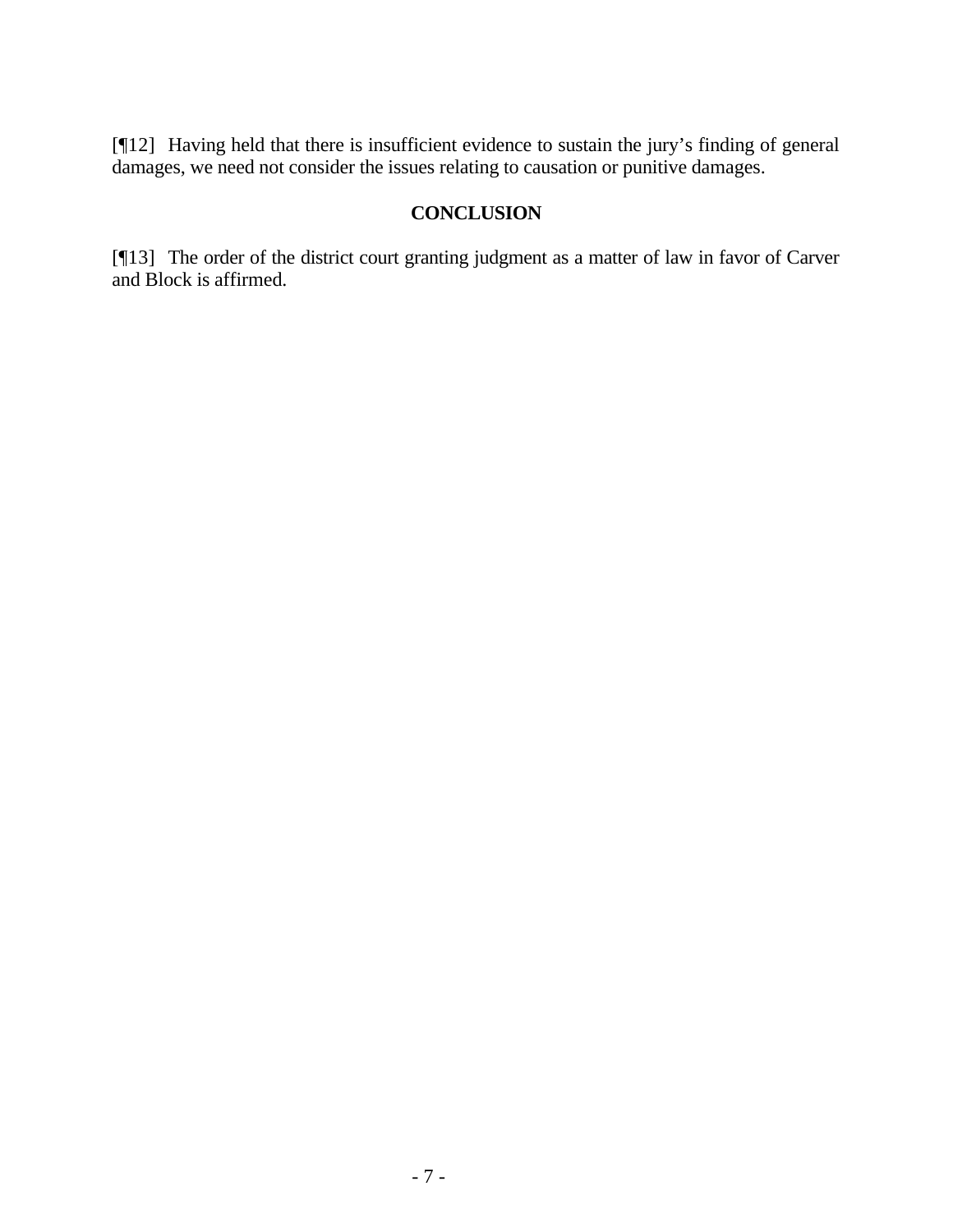[¶12] Having held that there is insufficient evidence to sustain the jury's finding of general damages, we need not consider the issues relating to causation or punitive damages.

## CONCLUSION

[¶13] The order of the district court granting judgment as a matter of law in favor of Carver and Block is affirmed.